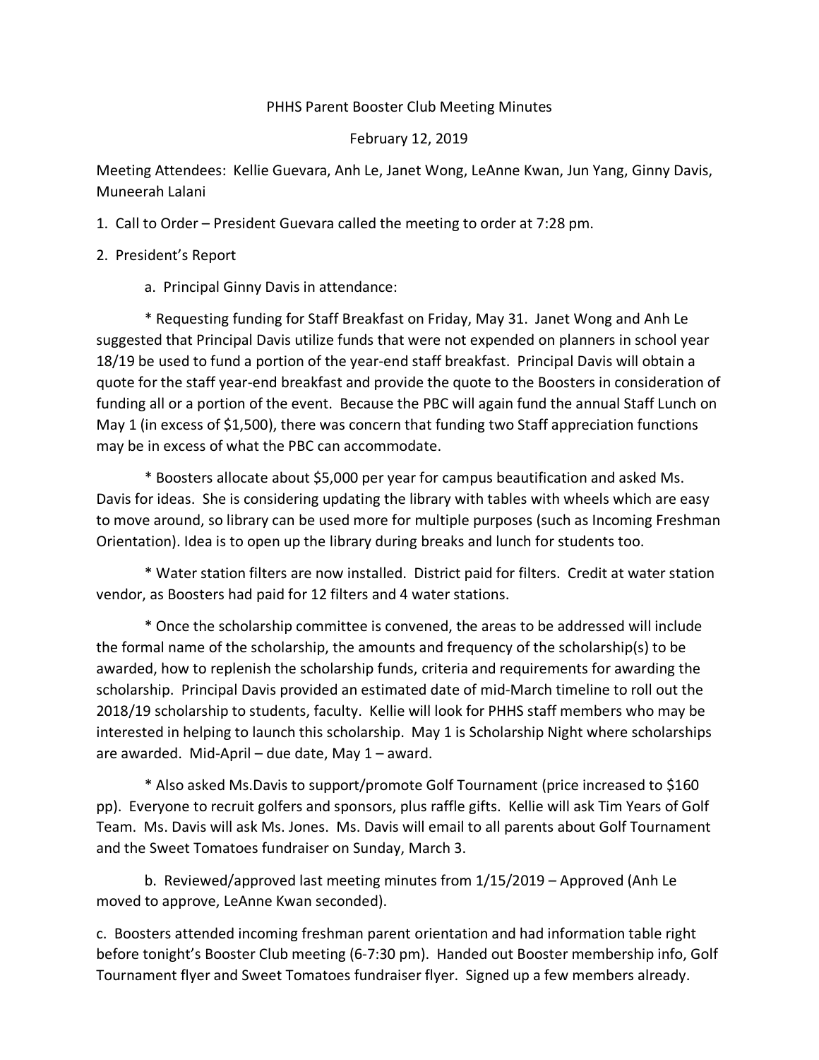PHHS Parent Booster Club Meeting Minutes

February 12, 2019

Meeting Attendees: Kellie Guevara, Anh Le, Janet Wong, LeAnne Kwan, Jun Yang, Ginny Davis, Muneerah Lalani

1. Call to Order – President Guevara called the meeting to order at 7:28 pm.

2. President's Report

   a. Principal Ginny Davis in attendance:

      * Requesting funding for Staff Breakfast on Friday, May 31. Janet Wong and Anh Le suggested that Principal Davis utilize funds that were not expended on planners in school year 18/19 be used to fund a portion of the year-end staff breakfast. Principal Davis will obtain a quote for the staff year-end breakfast and provide the quote to the Boosters in consideration of funding all or a portion of the event. Because the PBC will again fund the annual Staff Lunch on May 1 (in excess of $1,500), there was concern that funding two Staff appreciation functions may be in excess of what the PBC can accommodate.

      * Boosters allocate about $5,000 per year for campus beautification and asked Ms. Davis for ideas. She is considering updating the library with tables with wheels which are easy to move around, so library can be used more for multiple purposes (such as Incoming Freshman Orientation). Idea is to open up the library during breaks and lunch for students too.

      * Water station filters are now installed. District paid for filters. Credit at water station vendor, as Boosters had paid for 12 filters and 4 water stations.

      * Once the scholarship committee is convened, the areas to be addressed will include the formal name of the scholarship, the amounts and frequency of the scholarship(s) to be awarded, how to replenish the scholarship funds, criteria and requirements for awarding the scholarship. Principal Davis provided an estimated date of mid-March timeline to roll out the 2018/19 scholarship to students, faculty. Kellie will look for PHHS staff members who may be interested in helping to launch this scholarship. May 1 is Scholarship Night where scholarships are awarded. Mid-April – due date, May 1 – award.

      * Also asked Ms.Davis to support/promote Golf Tournament (price increased to $160 pp). Everyone to recruit golfers and sponsors, plus raffle gifts. Kellie will ask Tim Years of Golf Team. Ms. Davis will ask Ms. Jones. Ms. Davis will email to all parents about Golf Tournament and the Sweet Tomatoes fundraiser on Sunday, March 3.

   b. Reviewed/approved last meeting minutes from 1/15/2019 – Approved (Anh Le moved to approve, LeAnne Kwan seconded).

c. Boosters attended incoming freshman parent orientation and had information table right before tonight's Booster Club meeting (6-7:30 pm). Handed out Booster membership info, Golf Tournament flyer and Sweet Tomatoes fundraiser flyer. Signed up a few members already.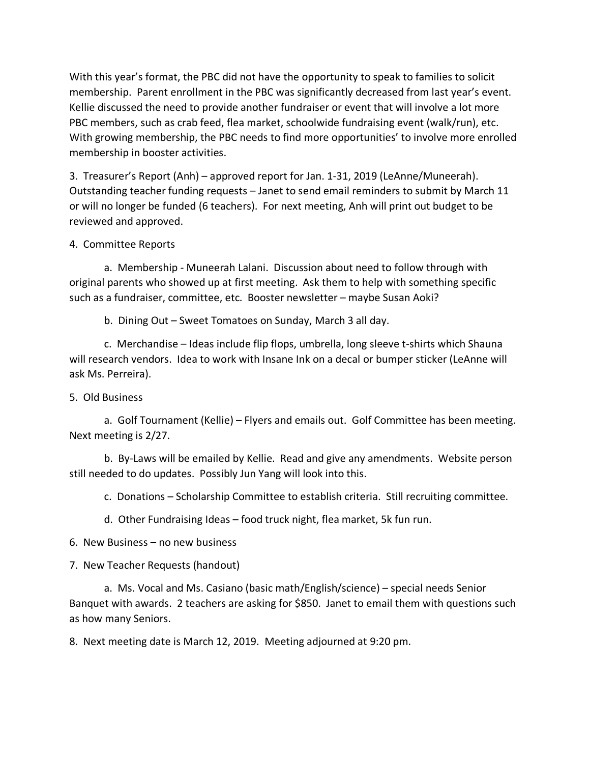With this year's format, the PBC did not have the opportunity to speak to families to solicit membership. Parent enrollment in the PBC was significantly decreased from last year's event. Kellie discussed the need to provide another fundraiser or event that will involve a lot more PBC members, such as crab feed, flea market, schoolwide fundraising event (walk/run), etc. With growing membership, the PBC needs to find more opportunities' to involve more enrolled membership in booster activities.

3. Treasurer's Report (Anh) – approved report for Jan. 1-31, 2019 (LeAnne/Muneerah). Outstanding teacher funding requests – Janet to send email reminders to submit by March 11 or will no longer be funded (6 teachers). For next meeting, Anh will print out budget to be reviewed and approved.

4. Committee Reports

a. Membership - Muneerah Lalani. Discussion about need to follow through with original parents who showed up at first meeting. Ask them to help with something specific such as a fundraiser, committee, etc. Booster newsletter – maybe Susan Aoki?

b. Dining Out – Sweet Tomatoes on Sunday, March 3 all day.

c. Merchandise – Ideas include flip flops, umbrella, long sleeve t-shirts which Shauna will research vendors. Idea to work with Insane Ink on a decal or bumper sticker (LeAnne will ask Ms. Perreira).

5. Old Business

a. Golf Tournament (Kellie) – Flyers and emails out. Golf Committee has been meeting. Next meeting is 2/27.

b. By-Laws will be emailed by Kellie. Read and give any amendments. Website person still needed to do updates. Possibly Jun Yang will look into this.

c. Donations – Scholarship Committee to establish criteria. Still recruiting committee.

d. Other Fundraising Ideas – food truck night, flea market, 5k fun run.

6. New Business – no new business

7. New Teacher Requests (handout)

a. Ms. Vocal and Ms. Casiano (basic math/English/science) – special needs Senior Banquet with awards. 2 teachers are asking for $850. Janet to email them with questions such as how many Seniors.

8. Next meeting date is March 12, 2019. Meeting adjourned at 9:20 pm.